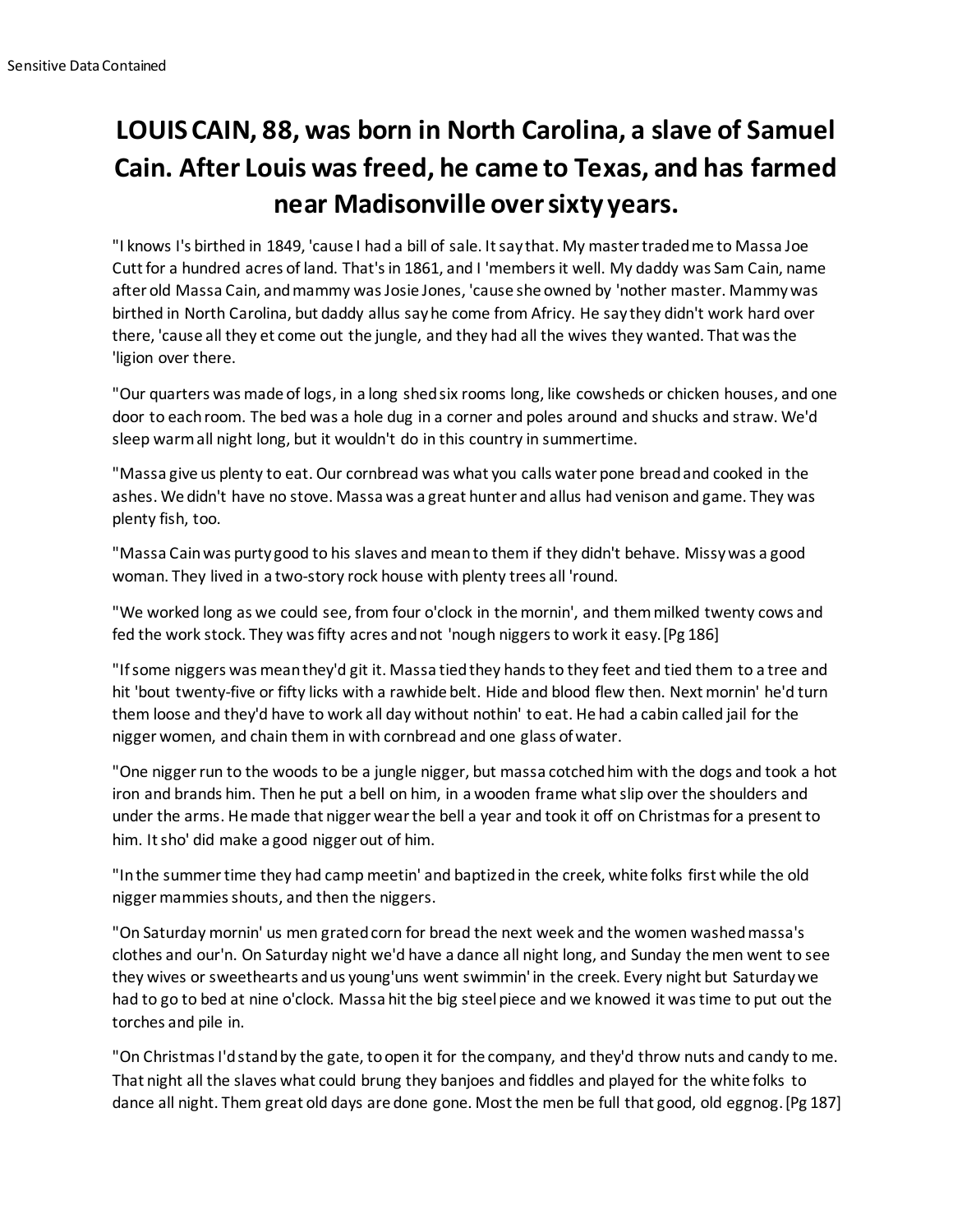# LOUIS CAIN, 88, was born in North Carolina, a slave of Samuel Cain. After Louis was freed, he came to Texas, and has farmed near Madisonville over sixty years.

"I knows I's birthed in 1849, 'cause I had a bill of sale. It say that. My master traded me to Massa Joe Cutt for a hundred acres of land. That's in 1861, and I 'members it well. My daddy was Sam Cain, name after old Massa Cain, and mammy was Josie Jones, 'cause she owned by 'nother master. Mammy was birthed in North Carolina, but daddy allus say he come from Africy. He say they didn't work hard over there, 'cause all they et come out the jungle, and they had all the wives they wanted. That was the 'ligion over there.

"Our quarters was made of logs, in a long shed six rooms long, like cowsheds or chicken houses, and one door to each room. The bed was a hole dug in a corner and poles around and shucks and straw. We'd sleep warm all night long, but it wouldn't do in this country in summertime.

"Massa give us plenty to eat. Our cornbread was what you calls water pone bread and cooked in the ashes. We didn't have no stove. Massa was a great hunter and allus had venison and game. They was plenty fish, too.

"Massa Cain was purty good to his slaves and mean to them if they didn't behave. Missy was a good woman. They lived in a two-story rock house with plenty trees all 'round.

"We worked long as we could see, from four o'clock in the mornin', and them milked twenty cows and fed the work stock. They was fifty acres and not 'nough niggers to work it easy. [Pg 186]

"If some niggers was mean they'd git it. Massa tied they hands to they feet and tied them to a tree and hit 'bout twenty-five or fifty licks with a rawhide belt. Hide and blood flew then. Next mornin' he'd turn them loose and they'd have to work all day without nothin' to eat. He had a cabin called jail for the nigger women, and chain them in with cornbread and one glass of water.

"One nigger run to the woods to be a jungle nigger, but massa cotched him with the dogs and took a hot iron and brands him. Then he put a bell on him, in a wooden frame what slip over the shoulders and under the arms. He made that nigger wear the bell a year and took it off on Christmas for a present to him. It sho' did make a good nigger out of him.

"In the summer time they had camp meetin' and baptized in the creek, white folks first while the old nigger mammies shouts, and then the niggers.

"On Saturday mornin' us men grated corn for bread the next week and the women washed massa's clothes and our'n. On Saturday night we'd have a dance all night long, and Sunday the men went to see they wives or sweethearts and us young'uns went swimmin' in the creek. Every night but Saturday we had to go to bed at nine o'clock. Massa hit the big steel piece and we knowed it was time to put out the torches and pile in.

"On Christmas I'd stand by the gate, to open it for the company, and they'd throw nuts and candy to me. That night all the slaves what could brung they banjoes and fiddles and played for the white folks to dance all night. Them great old days are done gone. Most the men be full that good, old eggnog. [Pg 187]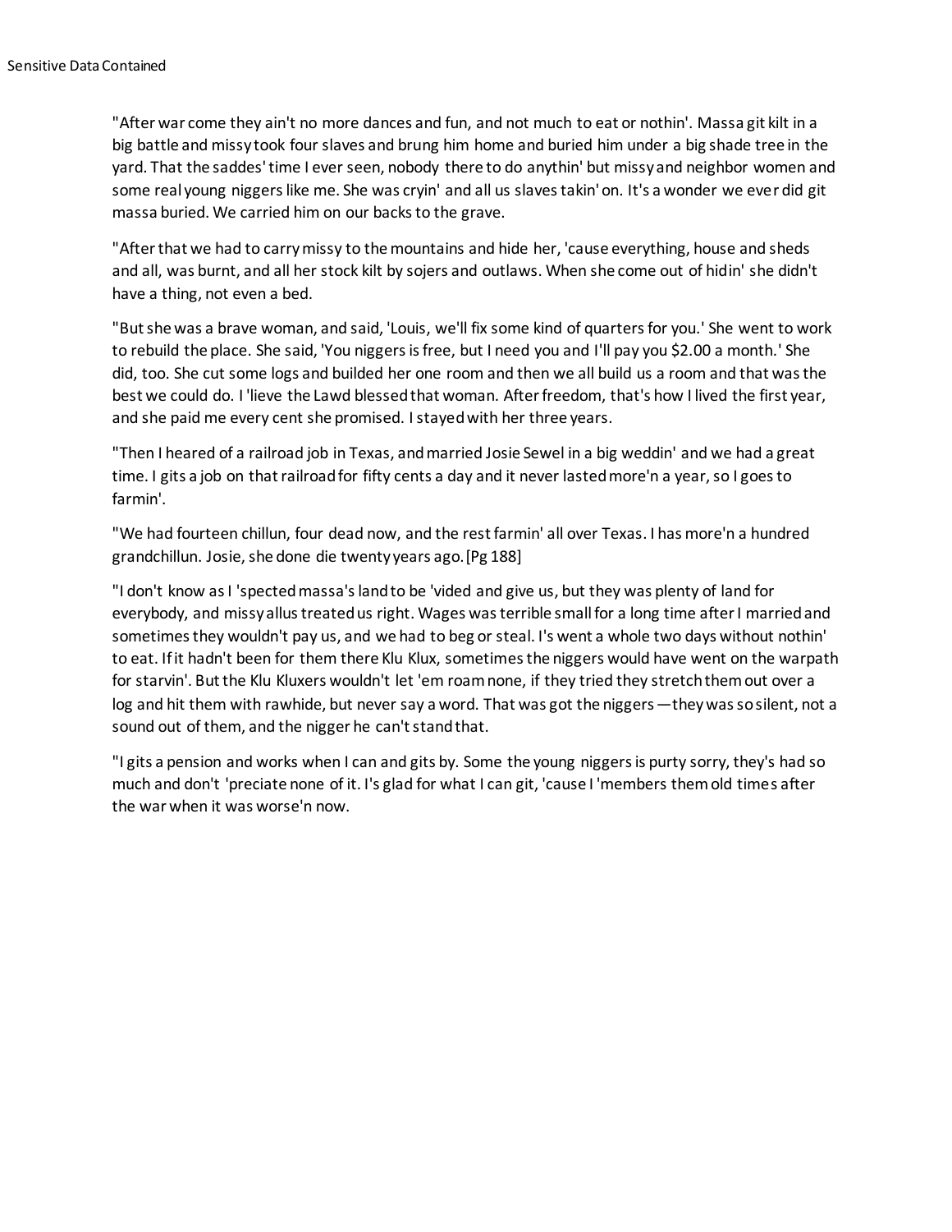"After war come they ain't no more dances and fun, and not much to eat or nothin'. Massa git kilt in a big battle and missy took four slaves and brung him home and buried him under a big shade tree in the yard. That the saddes' time I ever seen, nobody there to do anythin' but missy and neighbor women and some real young niggers like me. She was cryin' and all us slaves takin' on. It's a wonder we ever did git massa buried. We carried him on our backs to the grave.

"After that we had to carry missy to the mountains and hide her, 'cause everything, house and sheds and all, was burnt, and all her stock kilt by sojers and outlaws. When she come out of hidin' she didn't have a thing, not even a bed.

"But she was a brave woman, and said, 'Louis, we'll fix some kind of quarters for you.' She went to work to rebuild the place. She said, 'You niggers is free, but I need you and I'll pay you $2.00 a month.' She did, too. She cut some logs and builded her one room and then we all build us a room and that was the best we could do. I 'lieve the Lawd blessed that woman. After freedom, that's how I lived the first year, and she paid me every cent she promised. I stayed with her three years.

"Then I heared of a railroad job in Texas, and married Josie Sewel in a big weddin' and we had a great time. I gits a job on that railroad for fifty cents a day and it never lasted more'n a year, so I goes to farmin'.

"We had fourteen chillun, four dead now, and the rest farmin' all over Texas. I has more'n a hundred grandchillun. Josie, she done die twenty years ago. [Pg 188]

"I don't know as I 'spected massa's land to be 'vided and give us, but they was plenty of land for everybody, and missy allus treated us right. Wages was terrible small for a long time after I married and sometimes they wouldn't pay us, and we had to beg or steal. I's went a whole two days without nothin' to eat. If it hadn't been for them there Klu Klux, sometimes the niggers would have went on the warpath for starvin'. But the Klu Kluxers wouldn't let 'em roam none, if they tried they stretch them out over a log and hit them with rawhide, but never say a word. That was got the niggers—they was so silent, not a sound out of them, and the nigger he can't stand that.

"I gits a pension and works when I can and gits by. Some the young niggers is purty sorry, they's had so much and don't 'preciate none of it. I's glad for what I can git, 'cause I 'members them old times after the war when it was worse'n now.